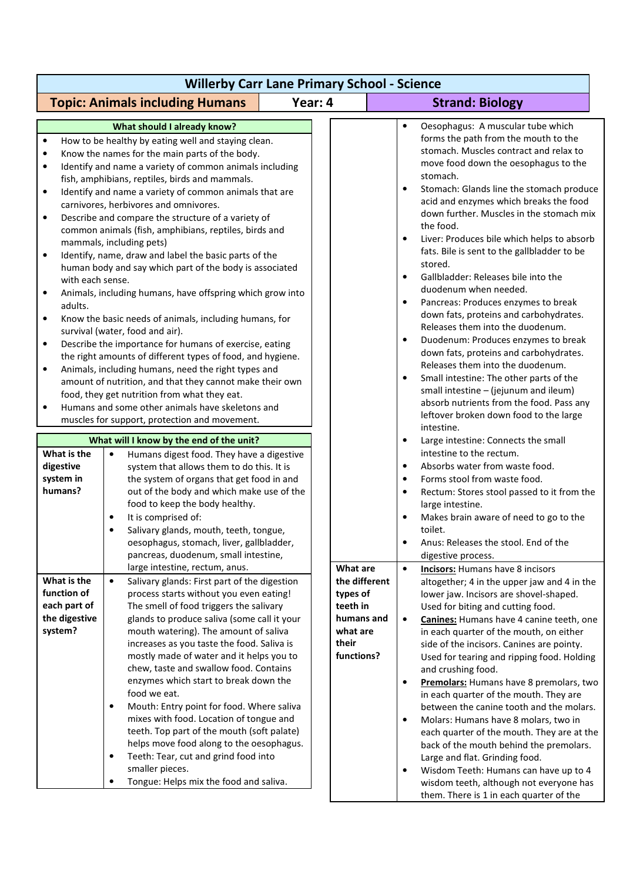# Willerby Carr Lane Primary School - Science

| Topic: Animals including Humans | Year: 4 | Strand: Biology |
|---|---|---|

## What should I already know?

- How to be healthy by eating well and staying clean.
- Know the names for the main parts of the body.
- Identify and name a variety of common animals including fish, amphibians, reptiles, birds and mammals.
- Identify and name a variety of common animals that are carnivores, herbivores and omnivores.
- Describe and compare the structure of a variety of common animals (fish, amphibians, reptiles, birds and mammals, including pets)
- Identify, name, draw and label the basic parts of the human body and say which part of the body is associated with each sense.
- Animals, including humans, have offspring which grow into adults.
- Know the basic needs of animals, including humans, for survival (water, food and air).
- Describe the importance for humans of exercise, eating the right amounts of different types of food, and hygiene.
- Animals, including humans, need the right types and amount of nutrition, and that they cannot make their own food, they get nutrition from what they eat.
- Humans and some other animals have skeletons and muscles for support, protection and movement.

## What will I know by the end of the unit?

| Question | Answer |
|---|---|
| **What is the digestive system in humans?** | • Humans digest food. They have a digestive system that allows them to do this. It is the system of organs that get food in and out of the body and which make use of the food to keep the body healthy.<br>• It is comprised of:<br>• Salivary glands, mouth, teeth, tongue, oesophagus, stomach, liver, gallbladder, pancreas, duodenum, small intestine, large intestine, rectum, anus. |
| **What is the function of each part of the digestive system?** | • Salivary glands: First part of the digestion process starts without you even eating! The smell of food triggers the salivary glands to produce saliva (some call it your mouth watering). The amount of saliva increases as you taste the food. Saliva is mostly made of water and it helps you to chew, taste and swallow food. Contains enzymes which start to break down the food we eat.<br>• Mouth: Entry point for food. Where saliva mixes with food. Location of tongue and teeth. Top part of the mouth (soft palate) helps move food along to the oesophagus.<br>• Teeth: Tear, cut and grind food into smaller pieces.<br>• Tongue: Helps mix the food and saliva.<br>• Oesophagus: A muscular tube which forms the path from the mouth to the stomach. Muscles contract and relax to move food down the oesophagus to the stomach.<br>• Stomach: Glands line the stomach produce acid and enzymes which breaks the food down further. Muscles in the stomach mix the food.<br>• Liver: Produces bile which helps to absorb fats. Bile is sent to the gallbladder to be stored.<br>• Gallbladder: Releases bile into the duodenum when needed.<br>• Pancreas: Produces enzymes to break down fats, proteins and carbohydrates. Releases them into the duodenum.<br>• Duodenum: Produces enzymes to break down fats, proteins and carbohydrates. Releases them into the duodenum.<br>• Small intestine: The other parts of the small intestine – (jejunum and ileum) absorb nutrients from the food. Pass any leftover broken down food to the large intestine.<br>• Large intestine: Connects the small intestine to the rectum.<br>• Absorbs water from waste food.<br>• Forms stool from waste food.<br>• Rectum: Stores stool passed to it from the large intestine.<br>• Makes brain aware of need to go to the toilet.<br>• Anus: Releases the stool. End of the digestive process. |
| **What are the different types of teeth in humans and what are their functions?** | • **Incisors:** Humans have 8 incisors altogether; 4 in the upper jaw and 4 in the lower jaw. Incisors are shovel-shaped. Used for biting and cutting food.<br>• **Canines:** Humans have 4 canine teeth, one in each quarter of the mouth, on either side of the incisors. Canines are pointy. Used for tearing and ripping food. Holding and crushing food.<br>• **Premolars:** Humans have 8 premolars, two in each quarter of the mouth. They are between the canine tooth and the molars.<br>• Molars: Humans have 8 molars, two in each quarter of the mouth. They are at the back of the mouth behind the premolars. Large and flat. Grinding food.<br>• Wisdom Teeth: Humans can have up to 4 wisdom teeth, although not everyone has them. There is 1 in each quarter of the |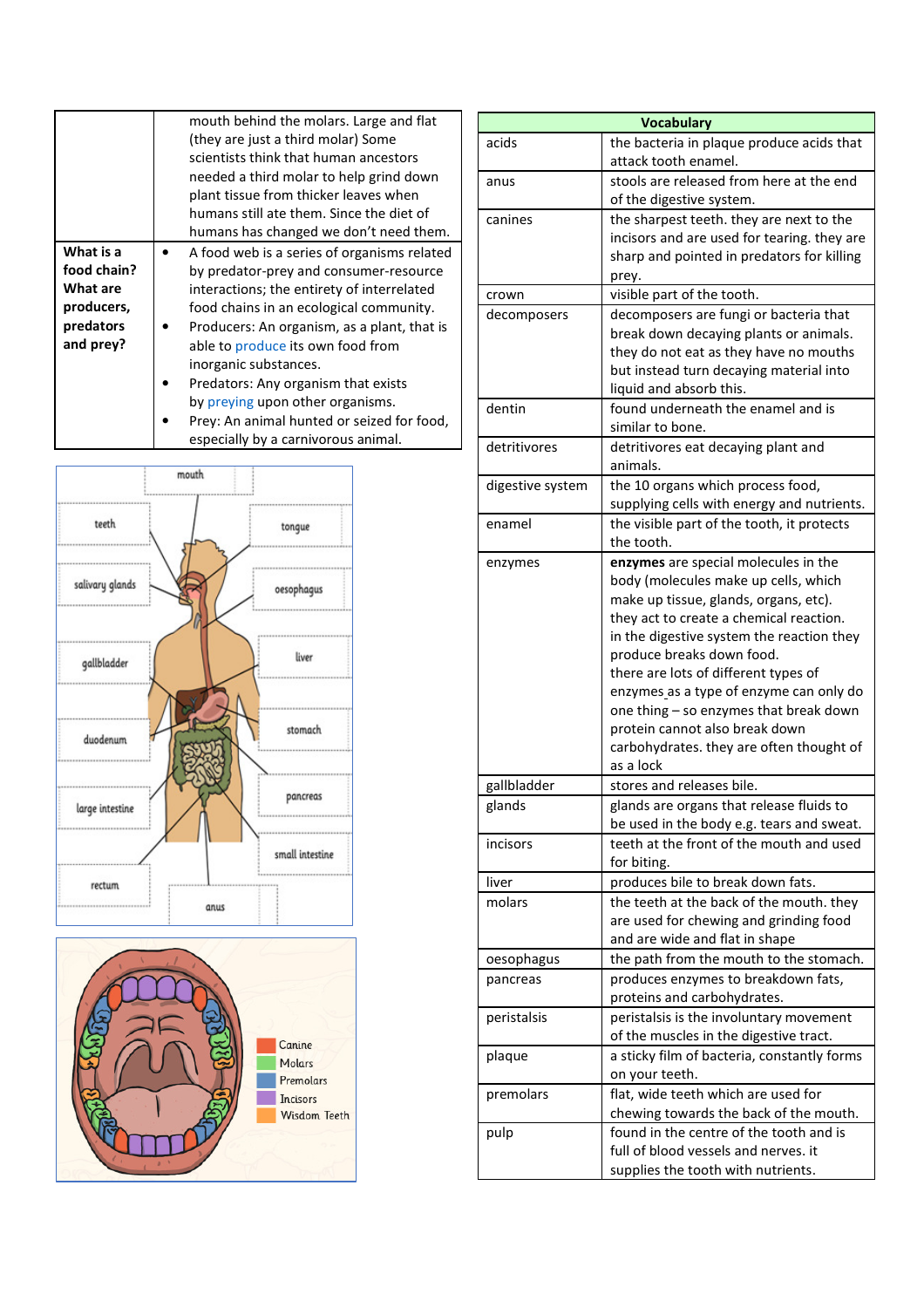| | |
|---|---|
| | mouth behind the molars. Large and flat (they are just a third molar) Some scientists think that human ancestors needed a third molar to help grind down plant tissue from thicker leaves when humans still ate them. Since the diet of humans has changed we don't need them. |
| **What is a food chain? What are producers, predators and prey?** | • A food web is a series of organisms related by predator-prey and consumer-resource interactions; the entirety of interrelated food chains in an ecological community.<br>• Producers: An organism, as a plant, that is able to produce its own food from inorganic substances.<br>• Predators: Any organism that exists by preying upon other organisms.<br>• Prey: An animal hunted or seized for food, especially by a carnivorous animal. |

mouth
teeth
tongue
salivary glands
oesophagus
gallbladder
liver
duodenum
stomach
large intestine
pancreas
small intestine
rectum
anus

Canine
Molars
Premolars
Incisors
Wisdom Teeth

| Vocabulary | |
|---|---|
| acids | the bacteria in plaque produce acids that attack tooth enamel. |
| anus | stools are released from here at the end of the digestive system. |
| canines | the sharpest teeth. they are next to the incisors and are used for tearing. they are sharp and pointed in predators for killing prey. |
| crown | visible part of the tooth. |
| decomposers | decomposers are fungi or bacteria that break down decaying plants or animals. they do not eat as they have no mouths but instead turn decaying material into liquid and absorb this. |
| dentin | found underneath the enamel and is similar to bone. |
| detritivores | detritivores eat decaying plant and animals. |
| digestive system | the 10 organs which process food, supplying cells with energy and nutrients. |
| enamel | the visible part of the tooth, it protects the tooth. |
| enzymes | **enzymes** are special molecules in the body (molecules make up cells, which make up tissue, glands, organs, etc). they act to create a chemical reaction. in the digestive system the reaction they produce breaks down food. there are lots of different types of enzymes as a type of enzyme can only do one thing – so enzymes that break down protein cannot also break down carbohydrates. they are often thought of as a lock |
| gallbladder | stores and releases bile. |
| glands | glands are organs that release fluids to be used in the body e.g. tears and sweat. |
| incisors | teeth at the front of the mouth and used for biting. |
| liver | produces bile to break down fats. |
| molars | the teeth at the back of the mouth. they are used for chewing and grinding food and are wide and flat in shape |
| oesophagus | the path from the mouth to the stomach. |
| pancreas | produces enzymes to breakdown fats, proteins and carbohydrates. |
| peristalsis | peristalsis is the involuntary movement of the muscles in the digestive tract. |
| plaque | a sticky film of bacteria, constantly forms on your teeth. |
| premolars | flat, wide teeth which are used for chewing towards the back of the mouth. |
| pulp | found in the centre of the tooth and is full of blood vessels and nerves. it supplies the tooth with nutrients. |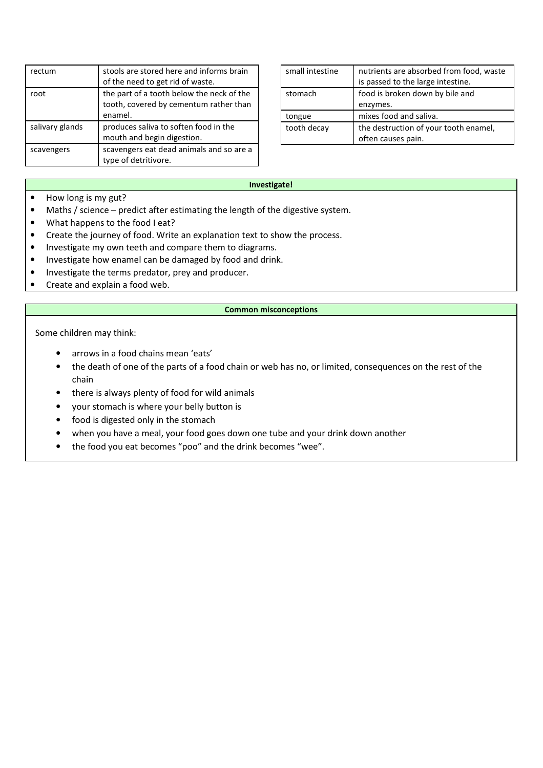| | |
|---|---|
| rectum | stools are stored here and informs brain of the need to get rid of waste. |
| root | the part of a tooth below the neck of the tooth, covered by cementum rather than enamel. |
| salivary glands | produces saliva to soften food in the mouth and begin digestion. |
| scavengers | scavengers eat dead animals and so are a type of detritivore. |

| | |
|---|---|
| small intestine | nutrients are absorbed from food, waste is passed to the large intestine. |
| stomach | food is broken down by bile and enzymes. |
| tongue | mixes food and saliva. |
| tooth decay | the destruction of your tooth enamel, often causes pain. |

**Investigate!**

- How long is my gut?
- Maths / science – predict after estimating the length of the digestive system.
- What happens to the food I eat?
- Create the journey of food. Write an explanation text to show the process.
- Investigate my own teeth and compare them to diagrams.
- Investigate how enamel can be damaged by food and drink.
- Investigate the terms predator, prey and producer.
- Create and explain a food web.

**Common misconceptions**

Some children may think:

- arrows in a food chains mean 'eats'
- the death of one of the parts of a food chain or web has no, or limited, consequences on the rest of the chain
- there is always plenty of food for wild animals
- your stomach is where your belly button is
- food is digested only in the stomach
- when you have a meal, your food goes down one tube and your drink down another
- the food you eat becomes "poo" and the drink becomes "wee".